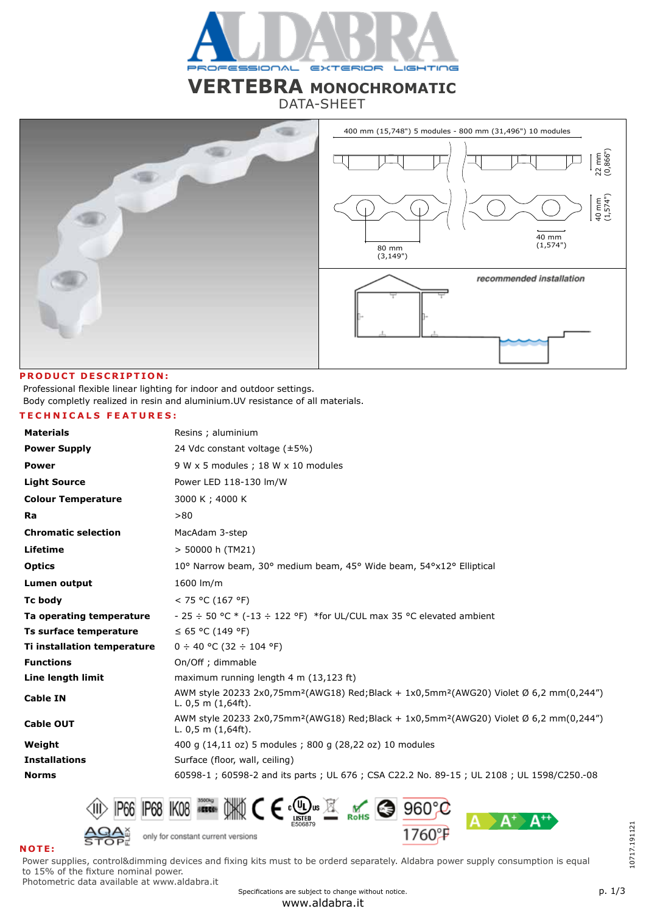# VERTEBRA MONOCHROMATIC

DATA-SHEET

400 mm (15,748") 5 modules - 800 mm (31,496") 10 modules

22 mm (0,866")

40 mm (1,574")

80 mm (3,149")

40 mm (1,574")

*recommended installation*

## PRODUCT DESCRIPTION:

Professional flexible linear lighting for indoor and outdoor settings.
Body completly realized in resin and aluminium.UV resistance of all materials.

## TECHNICALS FEATURES:

| | |
|---|---|
| **Materials** | Resins ; aluminium |
| **Power Supply** | 24 Vdc constant voltage (±5%) |
| **Power** | 9 W x 5 modules ; 18 W x 10 modules |
| **Light Source** | Power LED 118-130 lm/W |
| **Colour Temperature** | 3000 K ; 4000 K |
| **Ra** | >80 |
| **Chromatic selection** | MacAdam 3-step |
| **Lifetime** | > 50000 h (TM21) |
| **Optics** | 10° Narrow beam, 30° medium beam, 45° Wide beam, 54°x12° Elliptical |
| **Lumen output** | 1600 lm/m |
| **Tc body** | < 75 °C (167 °F) |
| **Ta operating temperature** | - 25 ÷ 50 °C * (-13 ÷ 122 °F) *for UL/CUL max 35 °C elevated ambient |
| **Ts surface temperature** | ≤ 65 °C (149 °F) |
| **Ti installation temperature** | 0 ÷ 40 °C (32 ÷ 104 °F) |
| **Functions** | On/Off ; dimmable |
| **Line length limit** | maximum running length 4 m (13,123 ft) |
| **Cable IN** | AWM style 20233 2x0,75mm²(AWG18) Red;Black + 1x0,5mm²(AWG20) Violet Ø 6,2 mm(0,244") L. 0,5 m (1,64ft). |
| **Cable OUT** | AWM style 20233 2x0,75mm²(AWG18) Red;Black + 1x0,5mm²(AWG20) Violet Ø 6,2 mm(0,244") L. 0,5 m (1,64ft). |
| **Weight** | 400 g (14,11 oz) 5 modules ; 800 g (28,22 oz) 10 modules |
| **Installations** | Surface (floor, wall, ceiling) |
| **Norms** | 60598-1 ; 60598-2 and its parts ; UL 676 ; CSA C22.2 No. 89-15 ; UL 2108 ; UL 1598/C250.-08 |

III IP66 IP68 IK08 3500kg CE cULus LISTED E506879 RoHS 960°C 1760°F A A+ A++

AQA STOP FLEX — only for constant current versions

## NOTE:

Power supplies, control&dimming devices and fixing kits must to be orderd separately. Aldabra power supply consumption is equal to 15% of the fixture nominal power.
Photometric data available at www.aldabra.it

Specifications are subject to change without notice.

www.aldabra.it

10717.191121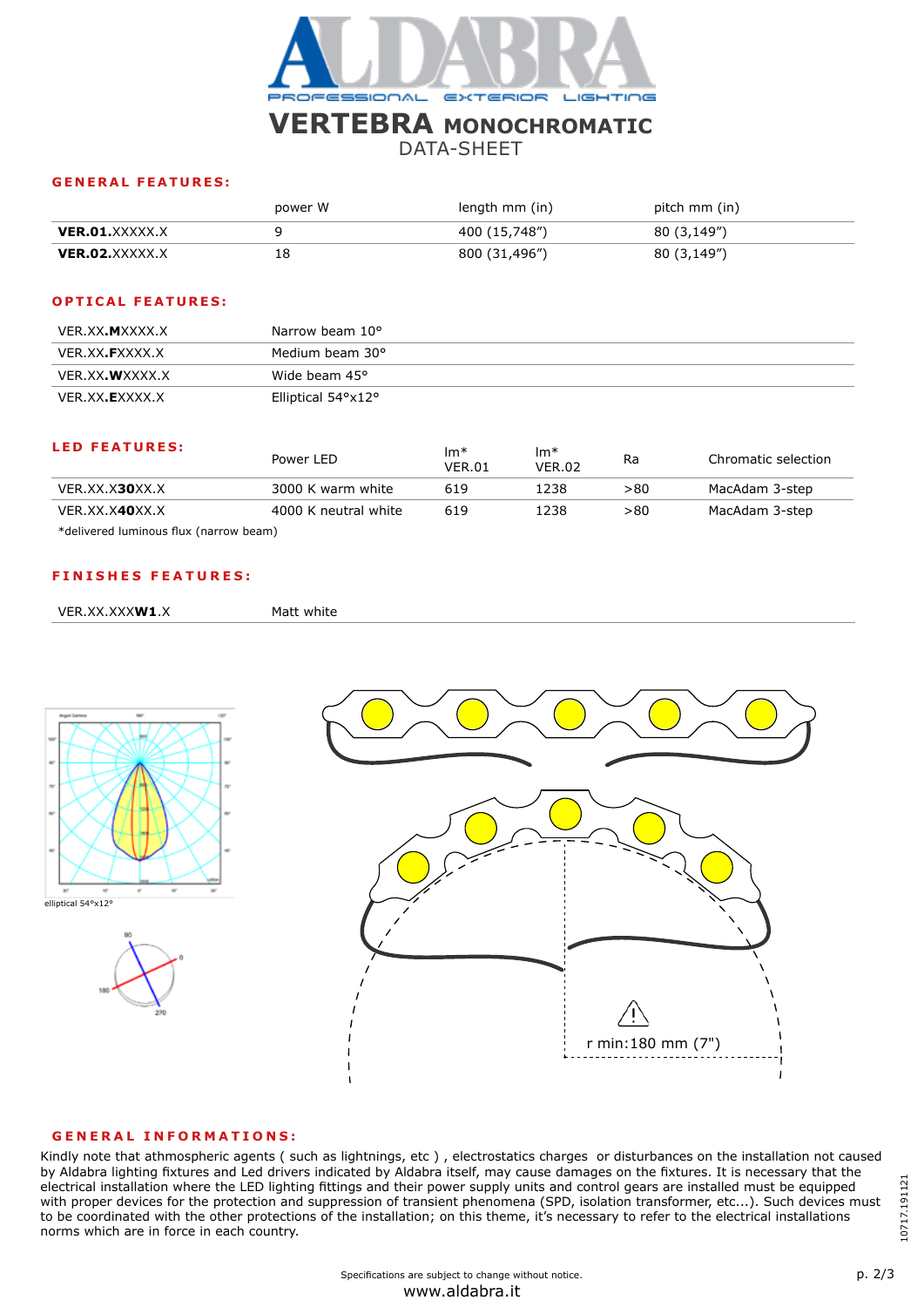# VERTEBRA MONOCHROMATIC

DATA-SHEET

## GENERAL FEATURES:

| | power W | length mm (in) | pitch mm (in) |
|---|---|---|---|
| **VER.01**.XXXXX.X | 9 | 400 (15,748”) | 80 (3,149”) |
| **VER.02**.XXXXX.X | 18 | 800 (31,496”) | 80 (3,149”) |

## OPTICAL FEATURES:

| | |
|---|---|
| VER.XX.**M**XXXX.X | Narrow beam 10° |
| VER.XX.**F**XXXX.X | Medium beam 30° |
| VER.XX.**W**XXXX.X | Wide beam 45° |
| VER.XX.**E**XXXX.X | Elliptical 54°x12° |

## LED FEATURES:

| | Power LED | lm* VER.01 | lm* VER.02 | Ra | Chromatic selection |
|---|---|---|---|---|---|
| VER.XX.X**30**XX.X | 3000 K warm white | 619 | 1238 | >80 | MacAdam 3-step |
| VER.XX.X**40**XX.X | 4000 K neutral white | 619 | 1238 | >80 | MacAdam 3-step |

*delivered luminous flux (narrow beam)

## FINISHES FEATURES:

| | |
|---|---|
| VER.XX.XXX**W1**.X | Matt white |

elliptical 54°x12°

r min:180 mm (7")

## GENERAL INFORMATIONS:

Kindly note that athmospheric agents ( such as lightnings, etc ) , electrostatics charges or disturbances on the installation not caused by Aldabra lighting fixtures and Led drivers indicated by Aldabra itself, may cause damages on the fixtures. It is necessary that the electrical installation where the LED lighting fittings and their power supply units and control gears are installed must be equipped with proper devices for the protection and suppression of transient phenomena (SPD, isolation transformer, etc...). Such devices must to be coordinated with the other protections of the installation; on this theme, it's necessary to refer to the electrical installations norms which are in force in each country.

Specifications are subject to change without notice.

www.aldabra.it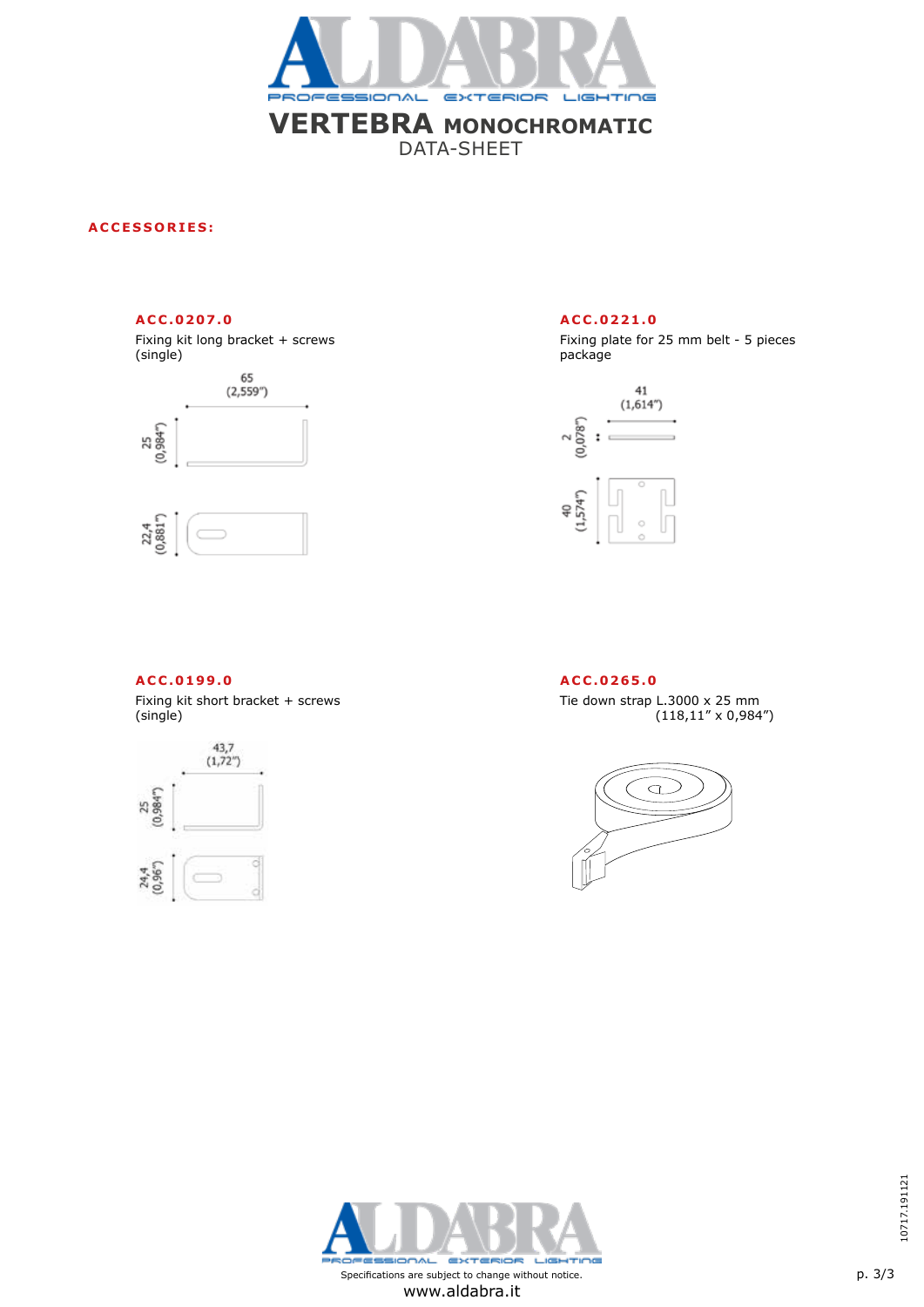# ALDABRA

PROFESSIONAL EXTERIOR LIGHTING

# VERTEBRA MONOCHROMATIC

DATA-SHEET

## ACCESSORIES:

### ACC.0207.0

Fixing kit long bracket + screws (single)

65 (2,559")

25 (0,984")

22,4 (0,881")

### ACC.0221.0

Fixing plate for 25 mm belt - 5 pieces package

41 (1,614")

2 (0,078")

40 (1,574")

### ACC.0199.0

Fixing kit short bracket + screws (single)

43,7 (1,72")

25 (0,984")

24,4 (0,96")

### ACC.0265.0

Tie down strap L.3000 x 25 mm (118,11" x 0,984")

10717.191121

Specifications are subject to change without notice.

www.aldabra.it